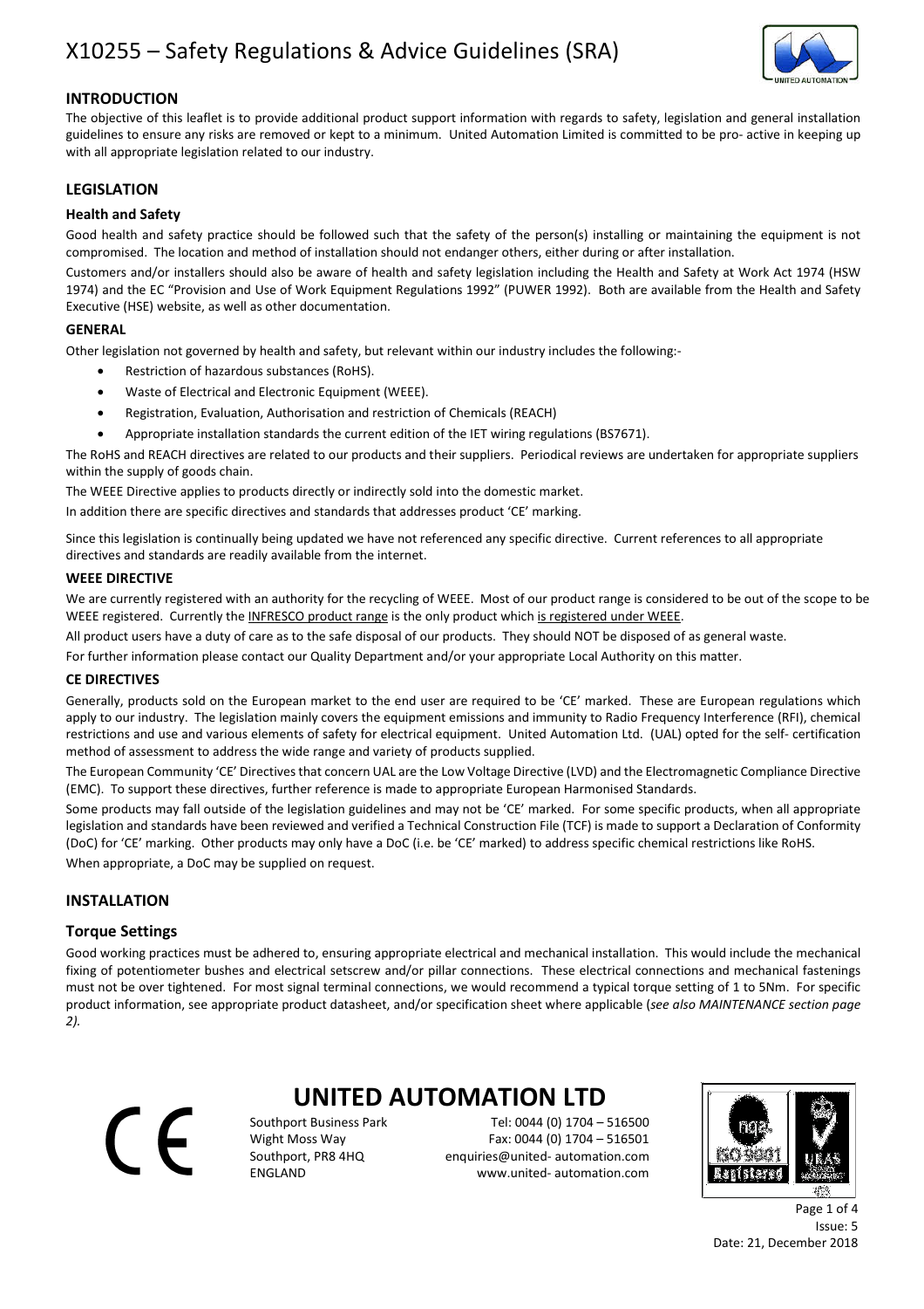# X10255 – Safety Regulations & Advice Guidelines (SRA)

## INTRODUCTION

The objective of this leaflet is to provide additional product support information with regards to safety, legislation and general installation guidelines to ensure any risks are removed or kept to a minimum. United Automation Limited is committed to be pro- active in keeping up with all appropriate legislation related to our industry.

## LEGISLATION

### Health and Safety

Good health and safety practice should be followed such that the safety of the person(s) installing or maintaining the equipment is not compromised. The location and method of installation should not endanger others, either during or after installation.

Customers and/or installers should also be aware of health and safety legislation including the Health and Safety at Work Act 1974 (HSW 1974) and the EC "Provision and Use of Work Equipment Regulations 1992" (PUWER 1992). Both are available from the Health and Safety Executive (HSE) website, as well as other documentation.

### GENERAL

Other legislation not governed by health and safety, but relevant within our industry includes the following:-

- Restriction of hazardous substances (RoHS).
- Waste of Electrical and Electronic Equipment (WEEE).
- Registration, Evaluation, Authorisation and restriction of Chemicals (REACH)
- Appropriate installation standards the current edition of the IET wiring regulations (BS7671).

The RoHS and REACH directives are related to our products and their suppliers. Periodical reviews are undertaken for appropriate suppliers within the supply of goods chain.

The WEEE Directive applies to products directly or indirectly sold into the domestic market.

In addition there are specific directives and standards that addresses product 'CE' marking.

Since this legislation is continually being updated we have not referenced any specific directive. Current references to all appropriate directives and standards are readily available from the internet.

### WEEE DIRECTIVE

We are currently registered with an authority for the recycling of WEEE. Most of our product range is considered to be out of the scope to be WEEE registered. Currently the INFRESCO product range is the only product which is registered under WEEE.

All product users have a duty of care as to the safe disposal of our products. They should NOT be disposed of as general waste.

For further information please contact our Quality Department and/or your appropriate Local Authority on this matter.

### CE DIRECTIVES

Generally, products sold on the European market to the end user are required to be 'CE' marked. These are European regulations which apply to our industry. The legislation mainly covers the equipment emissions and immunity to Radio Frequency Interference (RFI), chemical restrictions and use and various elements of safety for electrical equipment. United Automation Ltd. (UAL) opted for the self- certification method of assessment to address the wide range and variety of products supplied.

The European Community 'CE' Directives that concern UAL are the Low Voltage Directive (LVD) and the Electromagnetic Compliance Directive (EMC). To support these directives, further reference is made to appropriate European Harmonised Standards.

Some products may fall outside of the legislation guidelines and may not be 'CE' marked. For some specific products, when all appropriate legislation and standards have been reviewed and verified a Technical Construction File (TCF) is made to support a Declaration of Conformity (DoC) for 'CE' marking. Other products may only have a DoC (i.e. be 'CE' marked) to address specific chemical restrictions like RoHS.

When appropriate, a DoC may be supplied on request.

## INSTALLATION

### Torque Settings

Good working practices must be adhered to, ensuring appropriate electrical and mechanical installation. This would include the mechanical fixing of potentiometer bushes and electrical setscrew and/or pillar connections. These electrical connections and mechanical fastenings must not be over tightened. For most signal terminal connections, we would recommend a typical torque setting of 1 to 5Nm. For specific product information, see appropriate product datasheet, and/or specification sheet where applicable (*see also MAINTENANCE section page 2).*

**UNITED AUTOMATION LTD**

Southport Business Park
Wight Moss Way
Southport, PR8 4HQ
ENGLAND

Tel: 0044 (0) 1704 – 516500
Fax: 0044 (0) 1704 – 516501
enquiries@united- automation.com
www.united- automation.com

Issue: 5
Date: 21, December 2018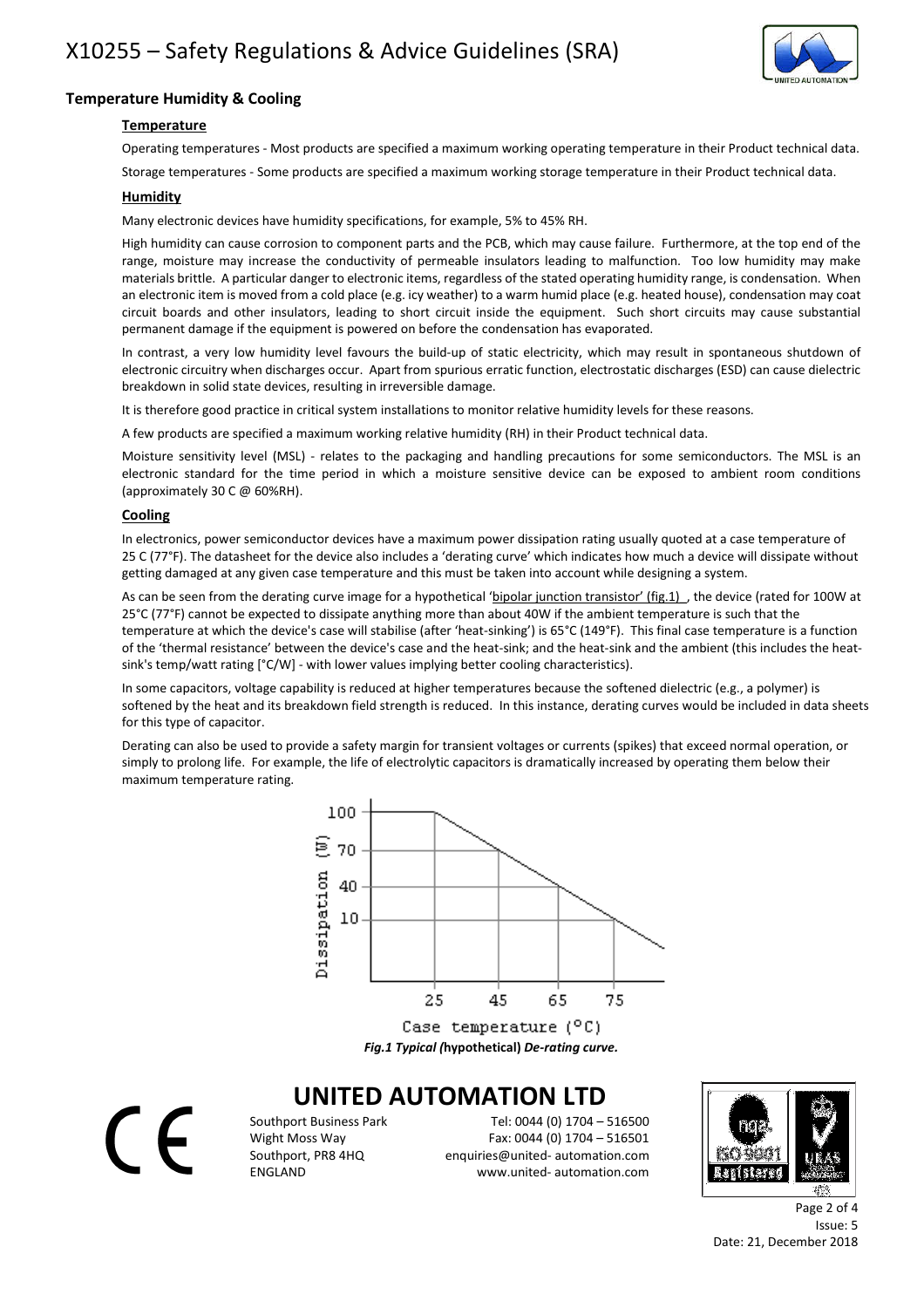## Temperature Humidity & Cooling

### Temperature

Operating temperatures - Most products are specified a maximum working operating temperature in their Product technical data.

Storage temperatures - Some products are specified a maximum working storage temperature in their Product technical data.

### Humidity

Many electronic devices have humidity specifications, for example, 5% to 45% RH.

High humidity can cause corrosion to component parts and the PCB, which may cause failure. Furthermore, at the top end of the range, moisture may increase the conductivity of permeable insulators leading to malfunction. Too low humidity may make materials brittle. A particular danger to electronic items, regardless of the stated operating humidity range, is condensation. When an electronic item is moved from a cold place (e.g. icy weather) to a warm humid place (e.g. heated house), condensation may coat circuit boards and other insulators, leading to short circuit inside the equipment. Such short circuits may cause substantial permanent damage if the equipment is powered on before the condensation has evaporated.

In contrast, a very low humidity level favours the build-up of static electricity, which may result in spontaneous shutdown of electronic circuitry when discharges occur. Apart from spurious erratic function, electrostatic discharges (ESD) can cause dielectric breakdown in solid state devices, resulting in irreversible damage.

It is therefore good practice in critical system installations to monitor relative humidity levels for these reasons.

A few products are specified a maximum working relative humidity (RH) in their Product technical data.

Moisture sensitivity level (MSL) - relates to the packaging and handling precautions for some semiconductors. The MSL is an electronic standard for the time period in which a moisture sensitive device can be exposed to ambient room conditions (approximately 30 C @ 60%RH).

### Cooling

In electronics, power semiconductor devices have a maximum power dissipation rating usually quoted at a case temperature of 25 C (77°F). The datasheet for the device also includes a 'derating curve' which indicates how much a device will dissipate without getting damaged at any given case temperature and this must be taken into account while designing a system.

As can be seen from the derating curve image for a hypothetical 'bipolar junction transistor' (fig.1) , the device (rated for 100W at 25°C (77°F) cannot be expected to dissipate anything more than about 40W if the ambient temperature is such that the temperature at which the device's case will stabilise (after 'heat-sinking') is 65°C (149°F). This final case temperature is a function of the 'thermal resistance' between the device's case and the heat-sink; and the heat-sink and the ambient (this includes the heat-sink's temp/watt rating [°C/W] - with lower values implying better cooling characteristics).

In some capacitors, voltage capability is reduced at higher temperatures because the softened dielectric (e.g., a polymer) is softened by the heat and its breakdown field strength is reduced. In this instance, derating curves would be included in data sheets for this type of capacitor.

Derating can also be used to provide a safety margin for transient voltages or currents (spikes) that exceed normal operation, or simply to prolong life. For example, the life of electrolytic capacitors is dramatically increased by operating them below their maximum temperature rating.

***Fig.1 Typical (*hypothetical*) De-rating curve.***

# UNITED AUTOMATION LTD

Southport Business Park
Wight Moss Way
Southport, PR8 4HQ
ENGLAND

Tel: 0044 (0) 1704 – 516500
Fax: 0044 (0) 1704 – 516501
enquiries@united- automation.com
www.united- automation.com

Issue: 5
Date: 21, December 2018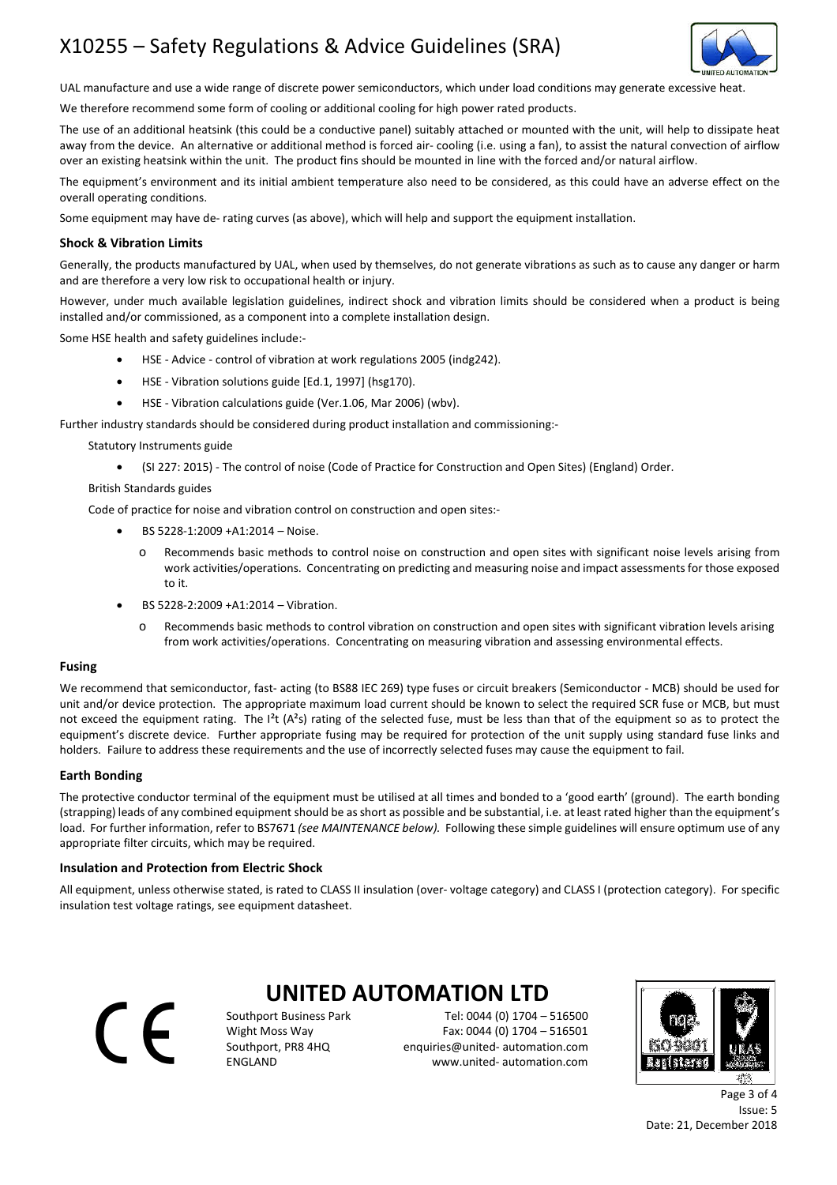UAL manufacture and use a wide range of discrete power semiconductors, which under load conditions may generate excessive heat.

We therefore recommend some form of cooling or additional cooling for high power rated products.

The use of an additional heatsink (this could be a conductive panel) suitably attached or mounted with the unit, will help to dissipate heat away from the device. An alternative or additional method is forced air- cooling (i.e. using a fan), to assist the natural convection of airflow over an existing heatsink within the unit. The product fins should be mounted in line with the forced and/or natural airflow.

The equipment's environment and its initial ambient temperature also need to be considered, as this could have an adverse effect on the overall operating conditions.

Some equipment may have de- rating curves (as above), which will help and support the equipment installation.

### Shock & Vibration Limits

Generally, the products manufactured by UAL, when used by themselves, do not generate vibrations as such as to cause any danger or harm and are therefore a very low risk to occupational health or injury.

However, under much available legislation guidelines, indirect shock and vibration limits should be considered when a product is being installed and/or commissioned, as a component into a complete installation design.

Some HSE health and safety guidelines include:-

- HSE - Advice - control of vibration at work regulations 2005 (indg242).
- HSE - Vibration solutions guide [Ed.1, 1997] (hsg170).
- HSE - Vibration calculations guide (Ver.1.06, Mar 2006) (wbv).

Further industry standards should be considered during product installation and commissioning:-

Statutory Instruments guide

- (SI 227: 2015) - The control of noise (Code of Practice for Construction and Open Sites) (England) Order.

British Standards guides

Code of practice for noise and vibration control on construction and open sites:-

- BS 5228-1:2009 +A1:2014 – Noise.
    - Recommends basic methods to control noise on construction and open sites with significant noise levels arising from work activities/operations. Concentrating on predicting and measuring noise and impact assessments for those exposed to it.
- BS 5228-2:2009 +A1:2014 – Vibration.
    - Recommends basic methods to control vibration on construction and open sites with significant vibration levels arising from work activities/operations. Concentrating on measuring vibration and assessing environmental effects.

### Fusing

We recommend that semiconductor, fast- acting (to BS88 IEC 269) type fuses or circuit breakers (Semiconductor - MCB) should be used for unit and/or device protection. The appropriate maximum load current should be known to select the required SCR fuse or MCB, but must not exceed the equipment rating. The $I^2t$ ($A^2s$) rating of the selected fuse, must be less than that of the equipment so as to protect the equipment's discrete device. Further appropriate fusing may be required for protection of the unit supply using standard fuse links and holders. Failure to address these requirements and the use of incorrectly selected fuses may cause the equipment to fail.

### Earth Bonding

The protective conductor terminal of the equipment must be utilised at all times and bonded to a 'good earth' (ground). The earth bonding (strapping) leads of any combined equipment should be as short as possible and be substantial, i.e. at least rated higher than the equipment's load. For further information, refer to BS7671 *(see MAINTENANCE below).* Following these simple guidelines will ensure optimum use of any appropriate filter circuits, which may be required.

### Insulation and Protection from Electric Shock

All equipment, unless otherwise stated, is rated to CLASS II insulation (over- voltage category) and CLASS I (protection category). For specific insulation test voltage ratings, see equipment datasheet.

**UNITED AUTOMATION LTD**

Southport Business Park
Wight Moss Way
Southport, PR8 4HQ
ENGLAND

Tel: 0044 (0) 1704 – 516500
Fax: 0044 (0) 1704 – 516501
enquiries@united- automation.com
www.united- automation.com

Issue: 5
Date: 21, December 2018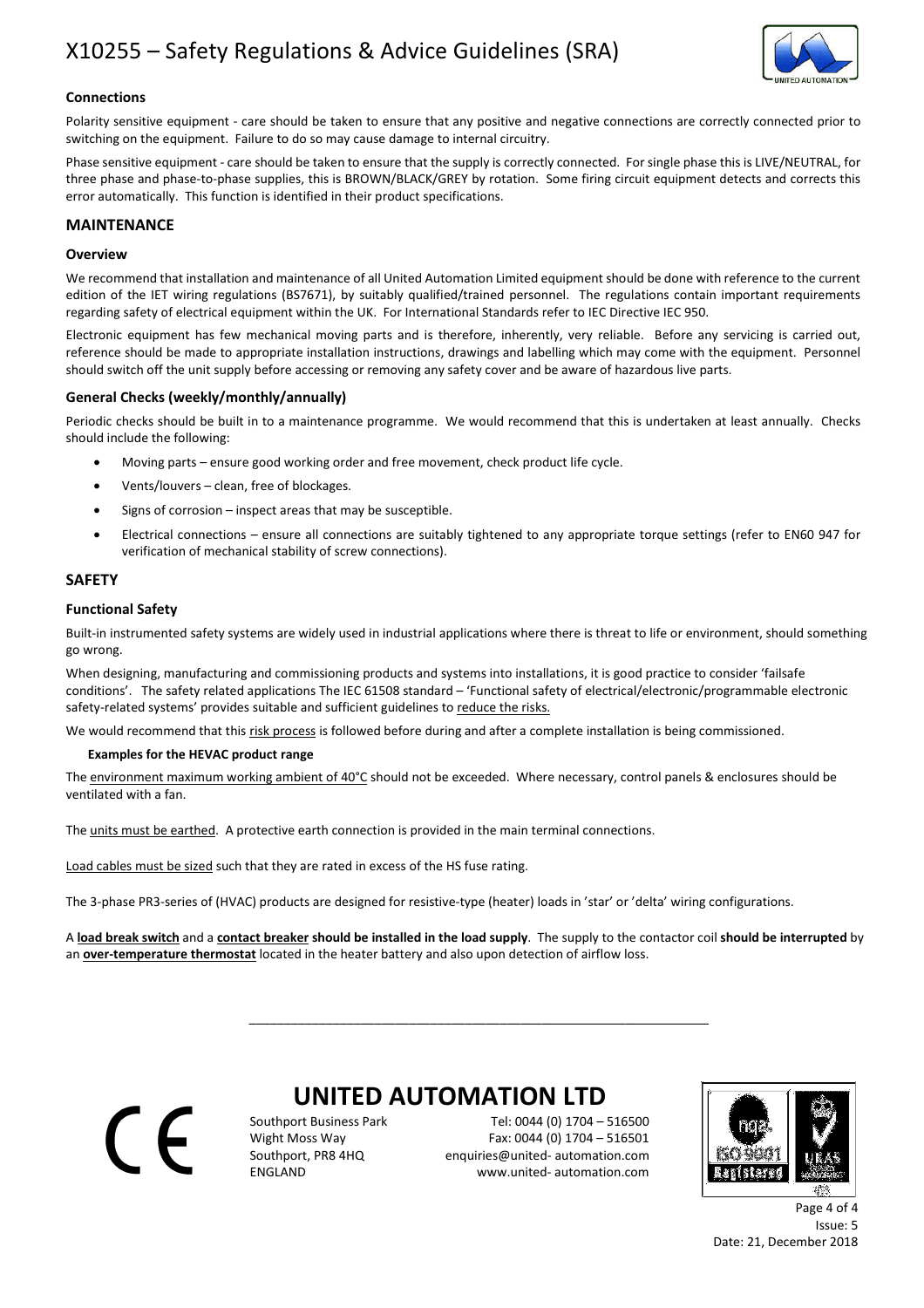#### Connections

Polarity sensitive equipment - care should be taken to ensure that any positive and negative connections are correctly connected prior to switching on the equipment. Failure to do so may cause damage to internal circuitry.

Phase sensitive equipment - care should be taken to ensure that the supply is correctly connected. For single phase this is LIVE/NEUTRAL, for three phase and phase-to-phase supplies, this is BROWN/BLACK/GREY by rotation. Some firing circuit equipment detects and corrects this error automatically. This function is identified in their product specifications.

## MAINTENANCE

#### Overview

We recommend that installation and maintenance of all United Automation Limited equipment should be done with reference to the current edition of the IET wiring regulations (BS7671), by suitably qualified/trained personnel. The regulations contain important requirements regarding safety of electrical equipment within the UK. For International Standards refer to IEC Directive IEC 950.

Electronic equipment has few mechanical moving parts and is therefore, inherently, very reliable. Before any servicing is carried out, reference should be made to appropriate installation instructions, drawings and labelling which may come with the equipment. Personnel should switch off the unit supply before accessing or removing any safety cover and be aware of hazardous live parts.

#### General Checks (weekly/monthly/annually)

Periodic checks should be built in to a maintenance programme. We would recommend that this is undertaken at least annually. Checks should include the following:

- Moving parts – ensure good working order and free movement, check product life cycle.
- Vents/louvers – clean, free of blockages.
- Signs of corrosion – inspect areas that may be susceptible.
- Electrical connections – ensure all connections are suitably tightened to any appropriate torque settings (refer to EN60 947 for verification of mechanical stability of screw connections).

## SAFETY

#### Functional Safety

Built-in instrumented safety systems are widely used in industrial applications where there is threat to life or environment, should something go wrong.

When designing, manufacturing and commissioning products and systems into installations, it is good practice to consider 'failsafe conditions'. The safety related applications The IEC 61508 standard – 'Functional safety of electrical/electronic/programmable electronic safety-related systems' provides suitable and sufficient guidelines to reduce the risks.

We would recommend that this risk process is followed before during and after a complete installation is being commissioned.

**Examples for the HEVAC product range**

The environment maximum working ambient of 40°C should not be exceeded. Where necessary, control panels & enclosures should be ventilated with a fan.

The units must be earthed. A protective earth connection is provided in the main terminal connections.

Load cables must be sized such that they are rated in excess of the HS fuse rating.

The 3-phase PR3-series of (HVAC) products are designed for resistive-type (heater) loads in 'star' or 'delta' wiring configurations.

A **load break switch** and a **contact breaker should be installed in the load supply**. The supply to the contactor coil **should be interrupted** by an **over-temperature thermostat** located in the heater battery and also upon detection of airflow loss.

---

**UNITED AUTOMATION LTD**

Southport Business Park
Wight Moss Way
Southport, PR8 4HQ
ENGLAND

Tel: 0044 (0) 1704 – 516500
Fax: 0044 (0) 1704 – 516501
enquiries@united- automation.com
www.united- automation.com

Issue: 5
Date: 21, December 2018